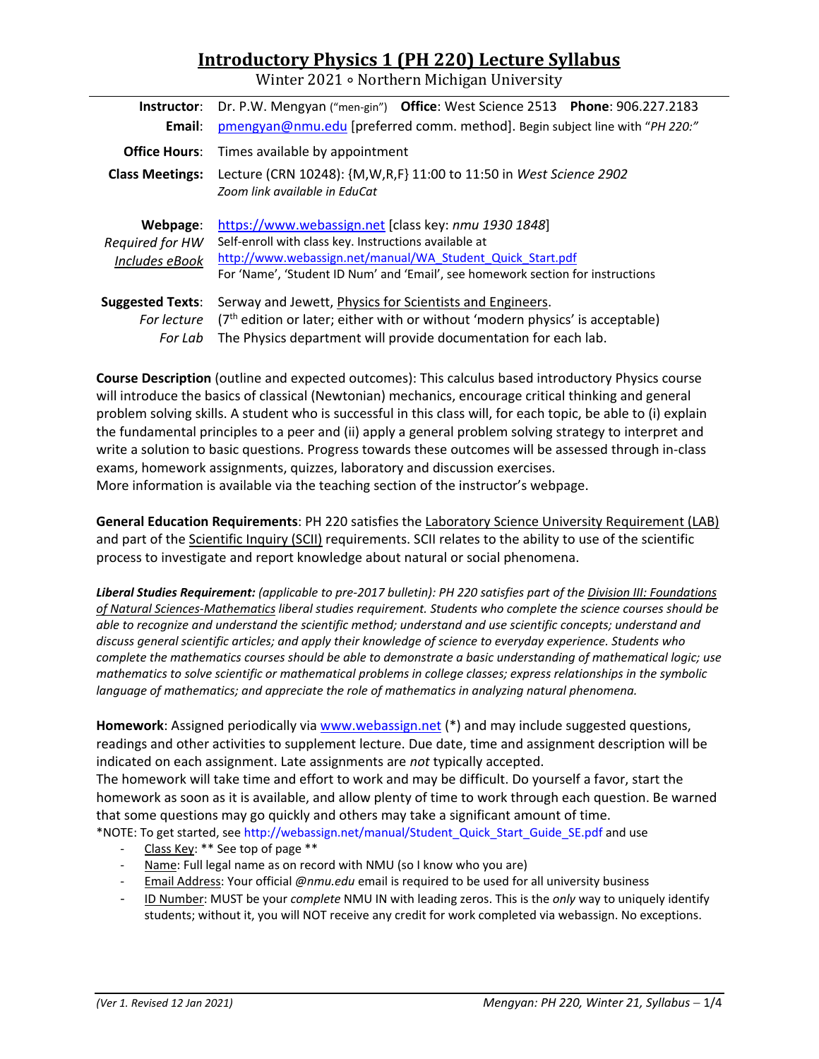# Introductory Physics 1 (PH 220) Lecture Syllabus

Winter 2021 ∘ Northern Michigan University

| | |
|---|---|
| **Instructor**: | Dr. P.W. Mengyan ("men-gin") **Office**: West Science 2513 **Phone**: 906.227.2183 |
| **Email**: | pmengyan@nmu.edu [preferred comm. method]. Begin subject line with "*PH 220:*" |
| **Office Hours**: | Times available by appointment |
| **Class Meetings**: | Lecture (CRN 10248): {M,W,R,F} 11:00 to 11:50 in *West Science 2902* <br> *Zoom link available in EduCat* |
| **Webpage**: <br> *Required for HW* <br> *Includes eBook* | https://www.webassign.net [class key: *nmu 1930 1848*] <br> Self-enroll with class key. Instructions available at <br> http://www.webassign.net/manual/WA_Student_Quick_Start.pdf <br> For 'Name', 'Student ID Num' and 'Email', see homework section for instructions |
| **Suggested Texts**: <br> *For lecture* <br> *For Lab* | Serway and Jewett, Physics for Scientists and Engineers. <br> (7th edition or later; either with or without 'modern physics' is acceptable) <br> The Physics department will provide documentation for each lab. |

**Course Description** (outline and expected outcomes): This calculus based introductory Physics course will introduce the basics of classical (Newtonian) mechanics, encourage critical thinking and general problem solving skills. A student who is successful in this class will, for each topic, be able to (i) explain the fundamental principles to a peer and (ii) apply a general problem solving strategy to interpret and write a solution to basic questions. Progress towards these outcomes will be assessed through in-class exams, homework assignments, quizzes, laboratory and discussion exercises.
More information is available via the teaching section of the instructor's webpage.

**General Education Requirements**: PH 220 satisfies the Laboratory Science University Requirement (LAB) and part of the Scientific Inquiry (SCII) requirements. SCII relates to the ability to use of the scientific process to investigate and report knowledge about natural or social phenomena.

***Liberal Studies Requirement:*** *(applicable to pre-2017 bulletin): PH 220 satisfies part of the Division III: Foundations of Natural Sciences-Mathematics liberal studies requirement. Students who complete the science courses should be able to recognize and understand the scientific method; understand and use scientific concepts; understand and discuss general scientific articles; and apply their knowledge of science to everyday experience. Students who complete the mathematics courses should be able to demonstrate a basic understanding of mathematical logic; use mathematics to solve scientific or mathematical problems in college classes; express relationships in the symbolic language of mathematics; and appreciate the role of mathematics in analyzing natural phenomena.*

**Homework**: Assigned periodically via www.webassign.net (*) and may include suggested questions, readings and other activities to supplement lecture. Due date, time and assignment description will be indicated on each assignment. Late assignments are *not* typically accepted.
The homework will take time and effort to work and may be difficult. Do yourself a favor, start the homework as soon as it is available, and allow plenty of time to work through each question. Be warned that some questions may go quickly and others may take a significant amount of time.
*NOTE: To get started, see http://webassign.net/manual/Student_Quick_Start_Guide_SE.pdf and use

- Class Key: ** See top of page **
- Name: Full legal name as on record with NMU (so I know who you are)
- Email Address: Your official *@nmu.edu* email is required to be used for all university business
- ID Number: MUST be your *complete* NMU IN with leading zeros. This is the *only* way to uniquely identify students; without it, you will NOT receive any credit for work completed via webassign. No exceptions.

*(Ver 1. Revised 12 Jan 2021)*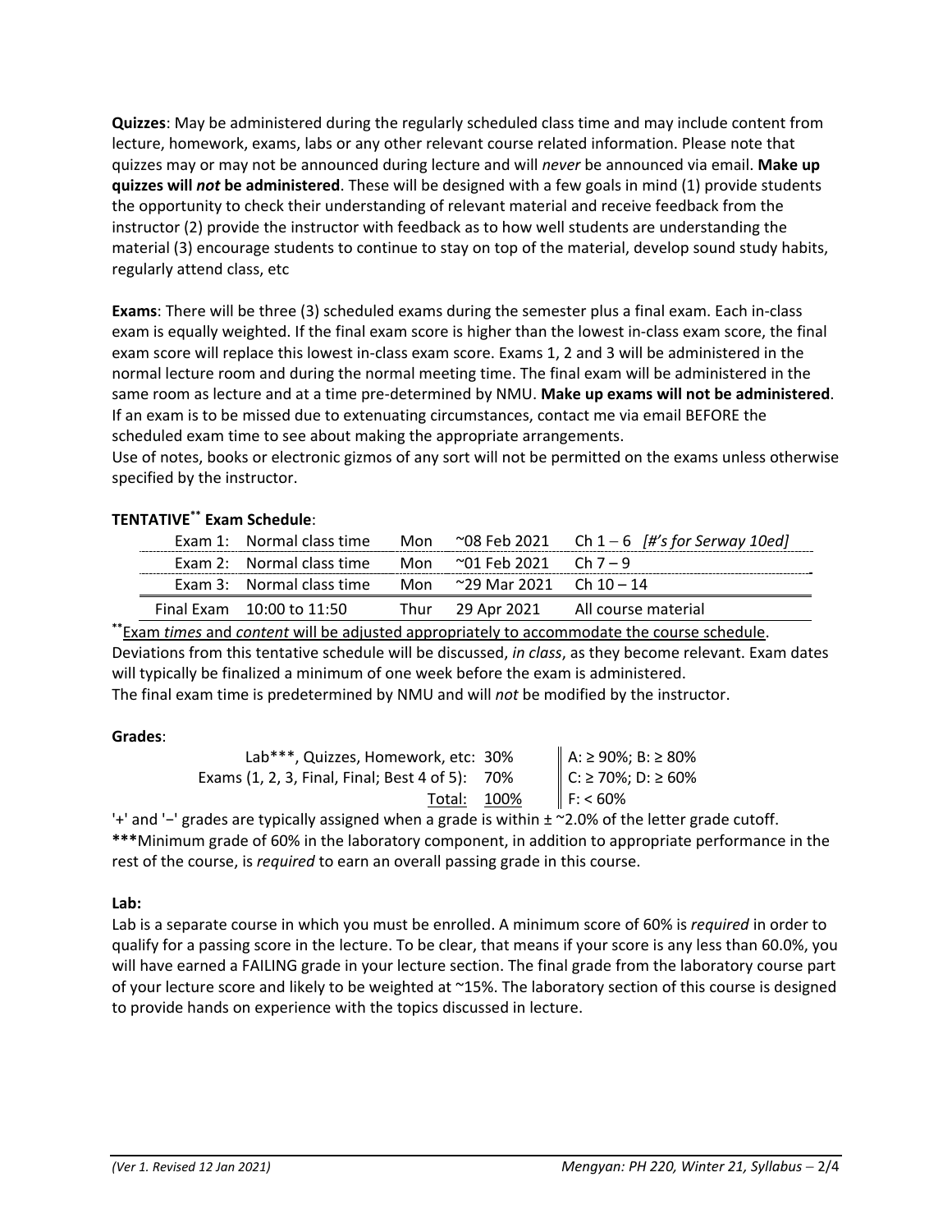**Quizzes**: May be administered during the regularly scheduled class time and may include content from lecture, homework, exams, labs or any other relevant course related information. Please note that quizzes may or may not be announced during lecture and will *never* be announced via email. **Make up quizzes will *not* be administered**. These will be designed with a few goals in mind (1) provide students the opportunity to check their understanding of relevant material and receive feedback from the instructor (2) provide the instructor with feedback as to how well students are understanding the material (3) encourage students to continue to stay on top of the material, develop sound study habits, regularly attend class, etc

**Exams**: There will be three (3) scheduled exams during the semester plus a final exam. Each in-class exam is equally weighted. If the final exam score is higher than the lowest in-class exam score, the final exam score will replace this lowest in-class exam score. Exams 1, 2 and 3 will be administered in the normal lecture room and during the normal meeting time. The final exam will be administered in the same room as lecture and at a time pre-determined by NMU. **Make up exams will not be administered**. If an exam is to be missed due to extenuating circumstances, contact me via email BEFORE the scheduled exam time to see about making the appropriate arrangements.
Use of notes, books or electronic gizmos of any sort will not be permitted on the exams unless otherwise specified by the instructor.

**TENTATIVE\*\* Exam Schedule**:

| | | | | |
|---|---|---|---|---|
| Exam 1: | Normal class time | Mon | ~08 Feb 2021 | Ch 1 – 6 *[#'s for Serway 10ed]* |
| Exam 2: | Normal class time | Mon | ~01 Feb 2021 | Ch 7 – 9 |
| Exam 3: | Normal class time | Mon | ~29 Mar 2021 | Ch 10 – 14 |
| Final Exam | 10:00 to 11:50 | Thur | 29 Apr 2021 | All course material |

\*\*Exam *times* and *content* will be adjusted appropriately to accommodate the course schedule.
Deviations from this tentative schedule will be discussed, *in class*, as they become relevant. Exam dates will typically be finalized a minimum of one week before the exam is administered.
The final exam time is predetermined by NMU and will *not* be modified by the instructor.

**Grades**:

| | | |
|---|---|---|
| Lab\*\*\*, Quizzes, Homework, etc: | 30% | A: ≥ 90%; B: ≥ 80% |
| Exams (1, 2, 3, Final, Final; Best 4 of 5): | 70% | C: ≥ 70%; D: ≥ 60% |
| Total: | 100% | F: < 60% |

'+' and '−' grades are typically assigned when a grade is within ± ~2.0% of the letter grade cutoff.
**\*\*\***Minimum grade of 60% in the laboratory component, in addition to appropriate performance in the rest of the course, is *required* to earn an overall passing grade in this course.

**Lab:**
Lab is a separate course in which you must be enrolled. A minimum score of 60% is *required* in order to qualify for a passing score in the lecture. To be clear, that means if your score is any less than 60.0%, you will have earned a FAILING grade in your lecture section. The final grade from the laboratory course part of your lecture score and likely to be weighted at ~15%. The laboratory section of this course is designed to provide hands on experience with the topics discussed in lecture.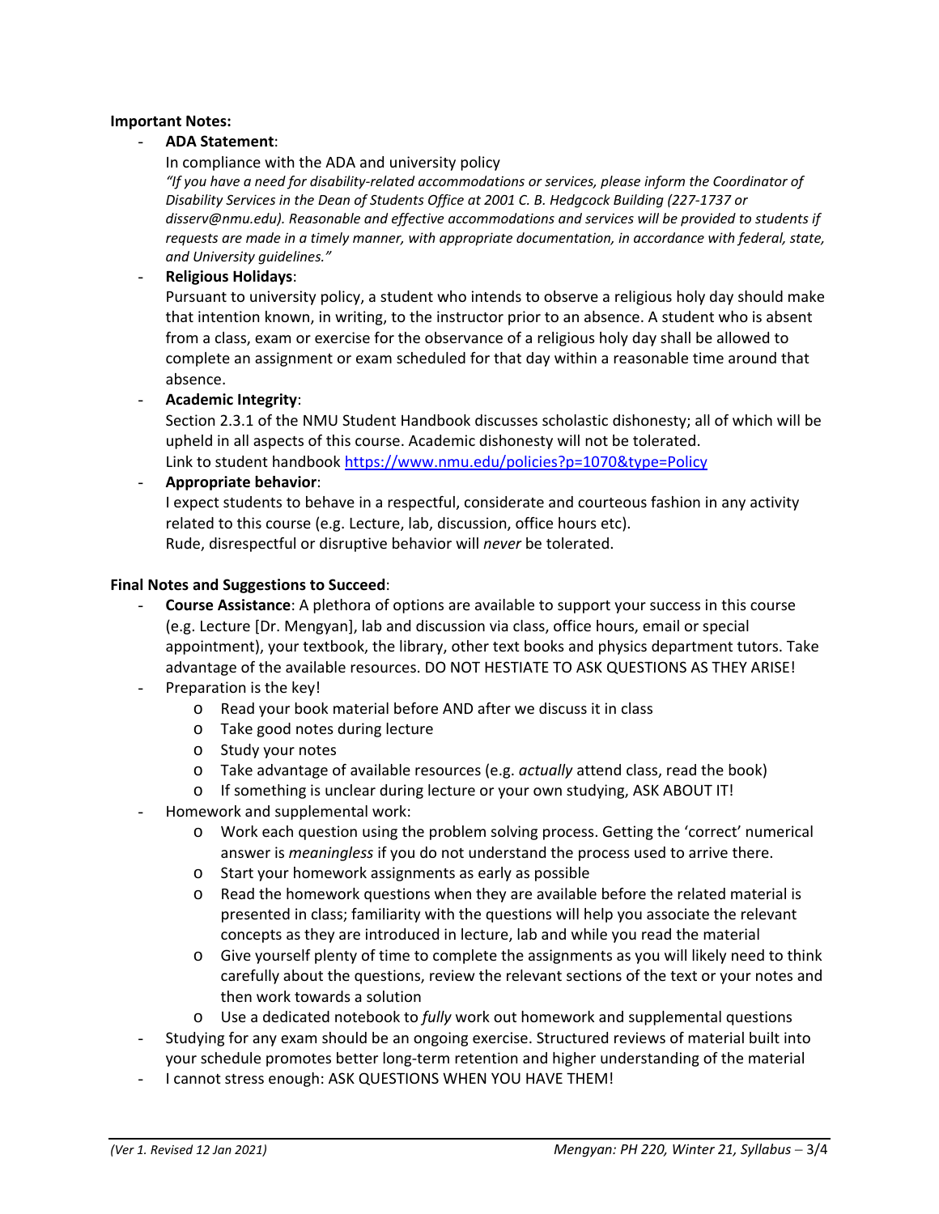**Important Notes:**

- **ADA Statement**:
  In compliance with the ADA and university policy
  *"If you have a need for disability-related accommodations or services, please inform the Coordinator of Disability Services in the Dean of Students Office at 2001 C. B. Hedgcock Building (227-1737 or disserv@nmu.edu). Reasonable and effective accommodations and services will be provided to students if requests are made in a timely manner, with appropriate documentation, in accordance with federal, state, and University guidelines."*
- **Religious Holidays**:
  Pursuant to university policy, a student who intends to observe a religious holy day should make that intention known, in writing, to the instructor prior to an absence. A student who is absent from a class, exam or exercise for the observance of a religious holy day shall be allowed to complete an assignment or exam scheduled for that day within a reasonable time around that absence.
- **Academic Integrity**:
  Section 2.3.1 of the NMU Student Handbook discusses scholastic dishonesty; all of which will be upheld in all aspects of this course. Academic dishonesty will not be tolerated.
  Link to student handbook https://www.nmu.edu/policies?p=1070&type=Policy
- **Appropriate behavior**:
  I expect students to behave in a respectful, considerate and courteous fashion in any activity related to this course (e.g. Lecture, lab, discussion, office hours etc).
  Rude, disrespectful or disruptive behavior will *never* be tolerated.

**Final Notes and Suggestions to Succeed**:

- **Course Assistance**: A plethora of options are available to support your success in this course (e.g. Lecture [Dr. Mengyan], lab and discussion via class, office hours, email or special appointment), your textbook, the library, other text books and physics department tutors. Take advantage of the available resources. DO NOT HESTIATE TO ASK QUESTIONS AS THEY ARISE!
- Preparation is the key!
  - Read your book material before AND after we discuss it in class
  - Take good notes during lecture
  - Study your notes
  - Take advantage of available resources (e.g. *actually* attend class, read the book)
  - If something is unclear during lecture or your own studying, ASK ABOUT IT!
- Homework and supplemental work:
  - Work each question using the problem solving process. Getting the 'correct' numerical answer is *meaningless* if you do not understand the process used to arrive there.
  - Start your homework assignments as early as possible
  - Read the homework questions when they are available before the related material is presented in class; familiarity with the questions will help you associate the relevant concepts as they are introduced in lecture, lab and while you read the material
  - Give yourself plenty of time to complete the assignments as you will likely need to think carefully about the questions, review the relevant sections of the text or your notes and then work towards a solution
  - Use a dedicated notebook to *fully* work out homework and supplemental questions
- Studying for any exam should be an ongoing exercise. Structured reviews of material built into your schedule promotes better long-term retention and higher understanding of the material
- I cannot stress enough: ASK QUESTIONS WHEN YOU HAVE THEM!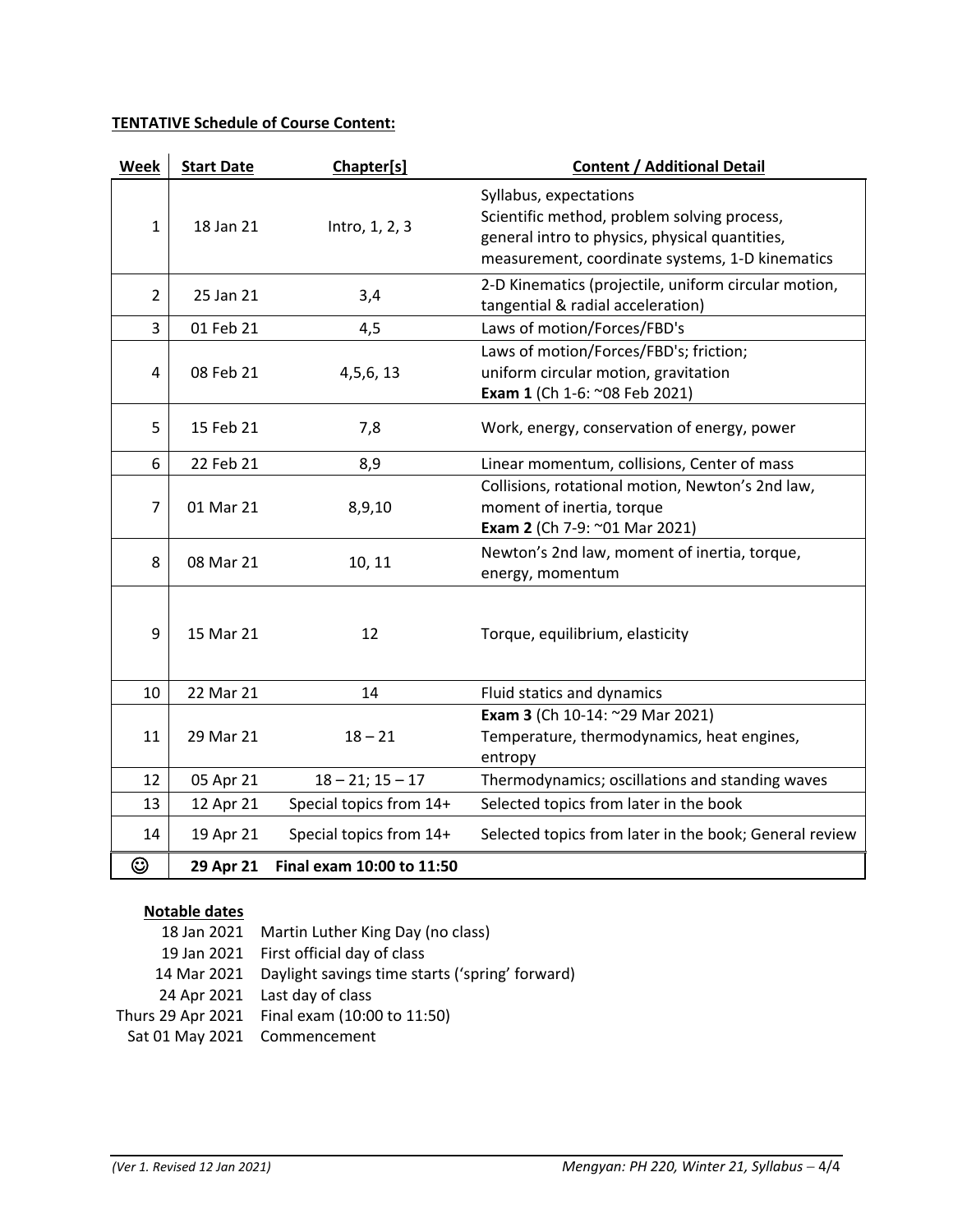**TENTATIVE Schedule of Course Content:**

| Week | Start Date | Chapter[s] | Content / Additional Detail |
|---|---|---|---|
| 1 | 18 Jan 21 | Intro, 1, 2, 3 | Syllabus, expectations<br>Scientific method, problem solving process, general intro to physics, physical quantities, measurement, coordinate systems, 1-D kinematics |
| 2 | 25 Jan 21 | 3,4 | 2-D Kinematics (projectile, uniform circular motion, tangential & radial acceleration) |
| 3 | 01 Feb 21 | 4,5 | Laws of motion/Forces/FBD's |
| 4 | 08 Feb 21 | 4,5,6, 13 | Laws of motion/Forces/FBD's; friction;<br>uniform circular motion, gravitation<br>**Exam 1** (Ch 1-6: ~08 Feb 2021) |
| 5 | 15 Feb 21 | 7,8 | Work, energy, conservation of energy, power |
| 6 | 22 Feb 21 | 8,9 | Linear momentum, collisions, Center of mass |
| 7 | 01 Mar 21 | 8,9,10 | Collisions, rotational motion, Newton's 2nd law, moment of inertia, torque<br>**Exam 2** (Ch 7-9: ~01 Mar 2021) |
| 8 | 08 Mar 21 | 10, 11 | Newton's 2nd law, moment of inertia, torque, energy, momentum |
| 9 | 15 Mar 21 | 12 | Torque, equilibrium, elasticity |
| 10 | 22 Mar 21 | 14 | Fluid statics and dynamics |
| 11 | 29 Mar 21 | 18 – 21 | **Exam 3** (Ch 10-14: ~29 Mar 2021)<br>Temperature, thermodynamics, heat engines, entropy |
| 12 | 05 Apr 21 | 18 – 21; 15 – 17 | Thermodynamics; oscillations and standing waves |
| 13 | 12 Apr 21 | Special topics from 14+ | Selected topics from later in the book |
| 14 | 19 Apr 21 | Special topics from 14+ | Selected topics from later in the book; General review |
| ☺ | **29 Apr 21** | **Final exam 10:00 to 11:50** | |

**Notable dates**

| | |
|---|---|
| 18 Jan 2021 | Martin Luther King Day (no class) |
| 19 Jan 2021 | First official day of class |
| 14 Mar 2021 | Daylight savings time starts ('spring' forward) |
| 24 Apr 2021 | Last day of class |
| Thurs 29 Apr 2021 | Final exam (10:00 to 11:50) |
| Sat 01 May 2021 | Commencement |

*(Ver 1. Revised 12 Jan 2021)*